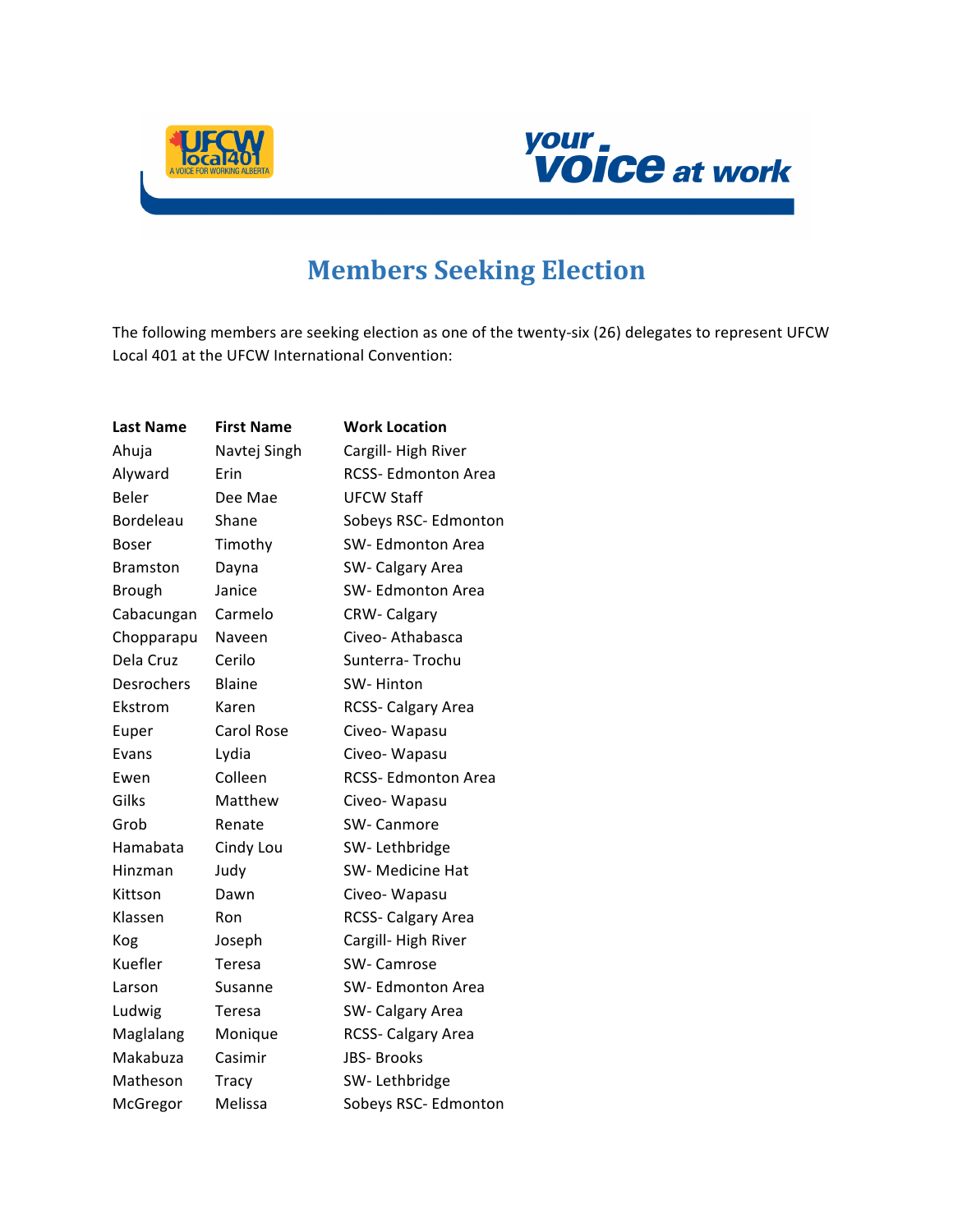# Members Seeking Election

The following members are seeking election as one of the twenty-six (26) delegates to represent UFCW Local 401 at the UFCW International Convention:

| Last Name | First Name | Work Location |
|---|---|---|
| Ahuja | Navtej Singh | Cargill- High River |
| Alyward | Erin | RCSS- Edmonton Area |
| Beler | Dee Mae | UFCW Staff |
| Bordeleau | Shane | Sobeys RSC- Edmonton |
| Boser | Timothy | SW- Edmonton Area |
| Bramston | Dayna | SW- Calgary Area |
| Brough | Janice | SW- Edmonton Area |
| Cabacungan | Carmelo | CRW- Calgary |
| Chopparapu | Naveen | Civeo- Athabasca |
| Dela Cruz | Cerilo | Sunterra- Trochu |
| Desrochers | Blaine | SW- Hinton |
| Ekstrom | Karen | RCSS- Calgary Area |
| Euper | Carol Rose | Civeo- Wapasu |
| Evans | Lydia | Civeo- Wapasu |
| Ewen | Colleen | RCSS- Edmonton Area |
| Gilks | Matthew | Civeo- Wapasu |
| Grob | Renate | SW- Canmore |
| Hamabata | Cindy Lou | SW- Lethbridge |
| Hinzman | Judy | SW- Medicine Hat |
| Kittson | Dawn | Civeo- Wapasu |
| Klassen | Ron | RCSS- Calgary Area |
| Kog | Joseph | Cargill- High River |
| Kuefler | Teresa | SW- Camrose |
| Larson | Susanne | SW- Edmonton Area |
| Ludwig | Teresa | SW- Calgary Area |
| Maglalang | Monique | RCSS- Calgary Area |
| Makabuza | Casimir | JBS- Brooks |
| Matheson | Tracy | SW- Lethbridge |
| McGregor | Melissa | Sobeys RSC- Edmonton |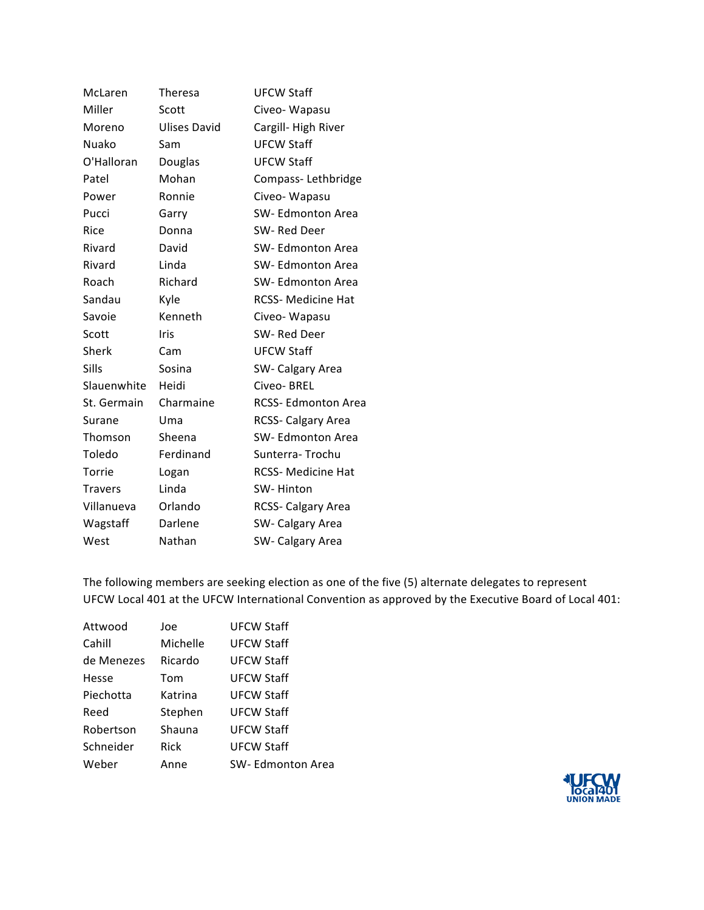| | | |
|---|---|---|
| McLaren | Theresa | UFCW Staff |
| Miller | Scott | Civeo- Wapasu |
| Moreno | Ulises David | Cargill- High River |
| Nuako | Sam | UFCW Staff |
| O'Halloran | Douglas | UFCW Staff |
| Patel | Mohan | Compass- Lethbridge |
| Power | Ronnie | Civeo- Wapasu |
| Pucci | Garry | SW- Edmonton Area |
| Rice | Donna | SW- Red Deer |
| Rivard | David | SW- Edmonton Area |
| Rivard | Linda | SW- Edmonton Area |
| Roach | Richard | SW- Edmonton Area |
| Sandau | Kyle | RCSS- Medicine Hat |
| Savoie | Kenneth | Civeo- Wapasu |
| Scott | Iris | SW- Red Deer |
| Sherk | Cam | UFCW Staff |
| Sills | Sosina | SW- Calgary Area |
| Slauenwhite | Heidi | Civeo- BREL |
| St. Germain | Charmaine | RCSS- Edmonton Area |
| Surane | Uma | RCSS- Calgary Area |
| Thomson | Sheena | SW- Edmonton Area |
| Toledo | Ferdinand | Sunterra- Trochu |
| Torrie | Logan | RCSS- Medicine Hat |
| Travers | Linda | SW- Hinton |
| Villanueva | Orlando | RCSS- Calgary Area |
| Wagstaff | Darlene | SW- Calgary Area |
| West | Nathan | SW- Calgary Area |

The following members are seeking election as one of the five (5) alternate delegates to represent UFCW Local 401 at the UFCW International Convention as approved by the Executive Board of Local 401:

| | | |
|---|---|---|
| Attwood | Joe | UFCW Staff |
| Cahill | Michelle | UFCW Staff |
| de Menezes | Ricardo | UFCW Staff |
| Hesse | Tom | UFCW Staff |
| Piechotta | Katrina | UFCW Staff |
| Reed | Stephen | UFCW Staff |
| Robertson | Shauna | UFCW Staff |
| Schneider | Rick | UFCW Staff |
| Weber | Anne | SW- Edmonton Area |

UFCW local401 UNION MADE